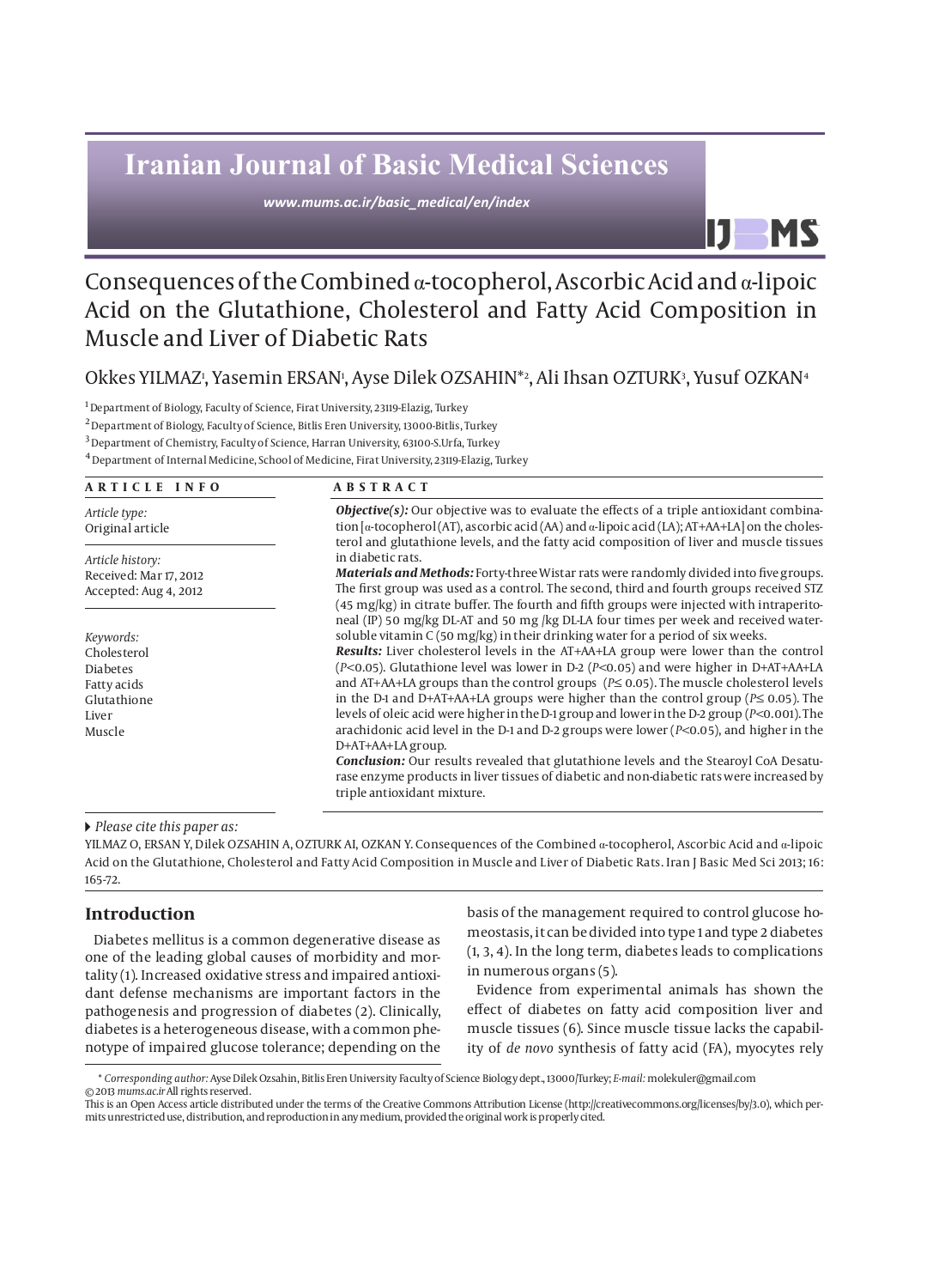Iranian Journal of Basic Medical Sciences

www.mums.ac.ir/basic_medical/en/index

# Consequences of the Combined α-tocopherol, Ascorbic Acid and α-lipoic Acid on the Glutathione, Cholesterol and Fatty Acid Composition in Muscle and Liver of Diabetic Rats

Okkes YILMAZ[1], Yasemin ERSAN[1], Ayse Dilek OZSAHIN*[2], Ali Ihsan OZTURK[3], Yusuf OZKAN[4]

[1] Department of Biology, Faculty of Science, Firat University, 23119-Elazig, Turkey

[2] Department of Biology, Faculty of Science, Bitlis Eren University, 13000-Bitlis, Turkey

[3] Department of Chemistry, Faculty of Science, Harran University, 63100-S.Urfa, Turkey

[4] Department of Internal Medicine, School of Medicine, Firat University, 23119-Elazig, Turkey

**ARTICLE INFO**

*Article type:*
Original article

*Article history:*
Received: Mar 17, 2012
Accepted: Aug 4, 2012

*Keywords:*
Cholesterol
Diabetes
Fatty acids
Glutathione
Liver
Muscle

**ABSTRACT**

***Objective(s):*** Our objective was to evaluate the effects of a triple antioxidant combination [α-tocopherol (AT), ascorbic acid (AA) and α-lipoic acid (LA); AT+AA+LA] on the cholesterol and glutathione levels, and the fatty acid composition of liver and muscle tissues in diabetic rats.

***Materials and Methods:*** Forty-three Wistar rats were randomly divided into five groups. The first group was used as a control. The second, third and fourth groups received STZ (45 mg/kg) in citrate buffer. The fourth and fifth groups were injected with intraperitoneal (IP) 50 mg/kg DL-AT and 50 mg /kg DL-LA four times per week and received water-soluble vitamin C (50 mg/kg) in their drinking water for a period of six weeks.

***Results:*** Liver cholesterol levels in the AT+AA+LA group were lower than the control ($P$<0.05). Glutathione level was lower in D-2 ($P$<0.05) and were higher in D+AT+AA+LA and AT+AA+LA groups than the control groups ($P$≤ 0.05). The muscle cholesterol levels in the D-1 and D+AT+AA+LA groups were higher than the control group ($P$≤ 0.05). The levels of oleic acid were higher in the D-1 group and lower in the D-2 group ($P$<0.001). The arachidonic acid level in the D-1 and D-2 groups were lower ($P$<0.05), and higher in the D+AT+AA+LA group.

***Conclusion:*** Our results revealed that glutathione levels and the Stearoyl CoA Desaturase enzyme products in liver tissues of diabetic and non-diabetic rats were increased by triple antioxidant mixture.

*Please cite this paper as:*

YILMAZ O, ERSAN Y, Dilek OZSAHIN A, OZTURK AI, OZKAN Y. Consequences of the Combined α-tocopherol, Ascorbic Acid and α-lipoic Acid on the Glutathione, Cholesterol and Fatty Acid Composition in Muscle and Liver of Diabetic Rats. Iran J Basic Med Sci 2013; 16: 165-72.

## Introduction

Diabetes mellitus is a common degenerative disease as one of the leading global causes of morbidity and mortality (1). Increased oxidative stress and impaired antioxidant defense mechanisms are important factors in the pathogenesis and progression of diabetes (2). Clinically, diabetes is a heterogeneous disease, with a common phenotype of impaired glucose tolerance; depending on the basis of the management required to control glucose homeostasis, it can be divided into type 1 and type 2 diabetes (1, 3, 4). In the long term, diabetes leads to complications in numerous organs (5).

Evidence from experimental animals has shown the effect of diabetes on fatty acid composition liver and muscle tissues (6). Since muscle tissue lacks the capability of *de novo* synthesis of fatty acid (FA), myocytes rely

\* *Corresponding author:* Ayse Dilek Ozsahin, Bitlis Eren University Faculty of Science Biology dept., 13000/Turkey; *E-mail:* molekuler@gmail.com
© 2013 *mums.ac.ir* All rights reserved.
This is an Open Access article distributed under the terms of the Creative Commons Attribution License (http://creativecommons.org/licenses/by/3.0), which permits unrestricted use, distribution, and reproduction in any medium, provided the original work is properly cited.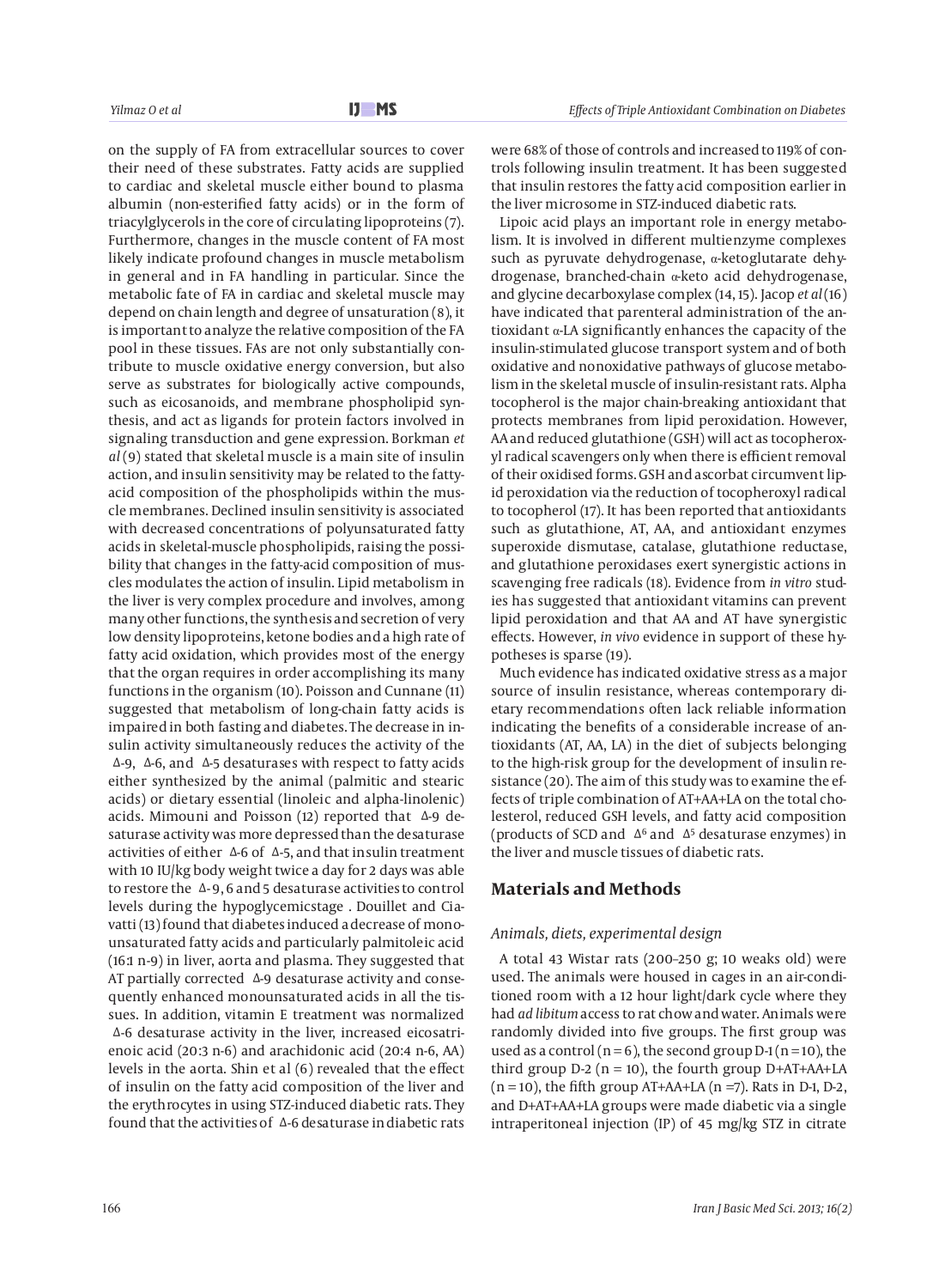on the supply of FA from extracellular sources to cover their need of these substrates. Fatty acids are supplied to cardiac and skeletal muscle either bound to plasma albumin (non-esterified fatty acids) or in the form of triacylglycerols in the core of circulating lipoproteins (7). Furthermore, changes in the muscle content of FA most likely indicate profound changes in muscle metabolism in general and in FA handling in particular. Since the metabolic fate of FA in cardiac and skeletal muscle may depend on chain length and degree of unsaturation (8), it is important to analyze the relative composition of the FA pool in these tissues. FAs are not only substantially contribute to muscle oxidative energy conversion, but also serve as substrates for biologically active compounds, such as eicosanoids, and membrane phospholipid synthesis, and act as ligands for protein factors involved in signaling transduction and gene expression. Borkman *et al* (9) stated that skeletal muscle is a main site of insulin action, and insulin sensitivity may be related to the fatty-acid composition of the phospholipids within the muscle membranes. Declined insulin sensitivity is associated with decreased concentrations of polyunsaturated fatty acids in skeletal-muscle phospholipids, raising the possibility that changes in the fatty-acid composition of muscles modulates the action of insulin. Lipid metabolism in the liver is very complex procedure and involves, among many other functions, the synthesis and secretion of very low density lipoproteins, ketone bodies and a high rate of fatty acid oxidation, which provides most of the energy that the organ requires in order accomplishing its many functions in the organism (10). Poisson and Cunnane (11) suggested that metabolism of long-chain fatty acids is impaired in both fasting and diabetes. The decrease in insulin activity simultaneously reduces the activity of the Δ-9, Δ-6, and Δ-5 desaturases with respect to fatty acids either synthesized by the animal (palmitic and stearic acids) or dietary essential (linoleic and alpha-linolenic) acids. Mimouni and Poisson (12) reported that Δ-9 desaturase activity was more depressed than the desaturase activities of either Δ-6 of Δ-5, and that insulin treatment with 10 IU/kg body weight twice a day for 2 days was able to restore the Δ-9, 6 and 5 desaturase activities to control levels during the hypoglycemicstage . Douillet and Ciavatti (13) found that diabetes induced a decrease of monounsaturated fatty acids and particularly palmitoleic acid (16:1 n-9) in liver, aorta and plasma. They suggested that AT partially corrected Δ-9 desaturase activity and consequently enhanced monounsaturated acids in all the tissues. In addition, vitamin E treatment was normalized Δ-6 desaturase activity in the liver, increased eicosatrienoic acid (20:3 n-6) and arachidonic acid (20:4 n-6, AA) levels in the aorta. Shin et al (6) revealed that the effect of insulin on the fatty acid composition of the liver and the erythrocytes in using STZ-induced diabetic rats. They found that the activities of Δ-6 desaturase in diabetic rats were 68% of those of controls and increased to 119% of controls following insulin treatment. It has been suggested that insulin restores the fatty acid composition earlier in the liver microsome in STZ-induced diabetic rats.

Lipoic acid plays an important role in energy metabolism. It is involved in different multienzyme complexes such as pyruvate dehydrogenase, α-ketoglutarate dehydrogenase, branched-chain α-keto acid dehydrogenase, and glycine decarboxylase complex (14, 15). Jacop *et al* (16) have indicated that parenteral administration of the antioxidant α-LA significantly enhances the capacity of the insulin-stimulated glucose transport system and of both oxidative and nonoxidative pathways of glucose metabolism in the skeletal muscle of insulin-resistant rats. Alpha tocopherol is the major chain-breaking antioxidant that protects membranes from lipid peroxidation. However, AA and reduced glutathione (GSH) will act as tocopheroxyl radical scavengers only when there is efficient removal of their oxidised forms. GSH and ascorbat circumvent lipid peroxidation via the reduction of tocopheroxyl radical to tocopherol (17). It has been reported that antioxidants such as glutathione, AT, AA, and antioxidant enzymes superoxide dismutase, catalase, glutathione reductase, and glutathione peroxidases exert synergistic actions in scavenging free radicals (18). Evidence from *in vitro* studies has suggested that antioxidant vitamins can prevent lipid peroxidation and that AA and AT have synergistic effects. However, *in vivo* evidence in support of these hypotheses is sparse (19).

Much evidence has indicated oxidative stress as a major source of insulin resistance, whereas contemporary dietary recommendations often lack reliable information indicating the benefits of a considerable increase of antioxidants (AT, AA, LA) in the diet of subjects belonging to the high-risk group for the development of insulin resistance (20). The aim of this study was to examine the effects of triple combination of AT+AA+LA on the total cholesterol, reduced GSH levels, and fatty acid composition (products of SCD and $\Delta^6$ and $\Delta^5$ desaturase enzymes) in the liver and muscle tissues of diabetic rats.

## Materials and Methods

### *Animals, diets, experimental design*

A total 43 Wistar rats (200–250 g; 10 weaks old) were used. The animals were housed in cages in an air-conditioned room with a 12 hour light/dark cycle where they had *ad libitum* access to rat chow and water. Animals were randomly divided into five groups. The first group was used as a control (n = 6), the second group D-1 (n = 10), the third group D-2 (n = 10), the fourth group D+AT+AA+LA (n = 10), the fifth group AT+AA+LA (n = 7). Rats in D-1, D-2, and D+AT+AA+LA groups were made diabetic via a single intraperitoneal injection (IP) of 45 mg/kg STZ in citrate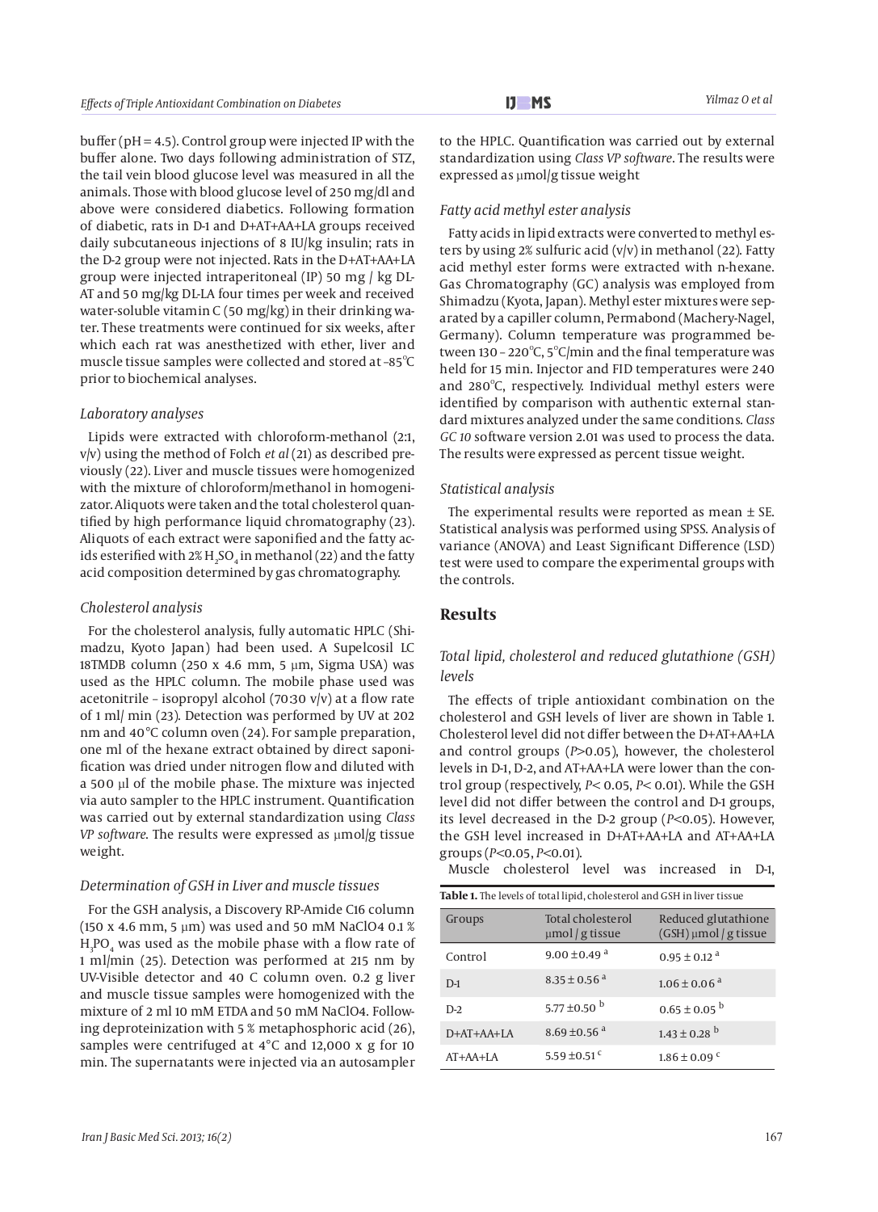buffer (pH = 4.5). Control group were injected IP with the buffer alone. Two days following administration of STZ, the tail vein blood glucose level was measured in all the animals. Those with blood glucose level of 250 mg/dl and above were considered diabetics. Following formation of diabetic, rats in D-1 and D+AT+AA+LA groups received daily subcutaneous injections of 8 IU/kg insulin; rats in the D-2 group were not injected. Rats in the D+AT+AA+LA group were injected intraperitoneal (IP) 50 mg / kg DL-AT and 50 mg/kg DL-LA four times per week and received water-soluble vitamin C (50 mg/kg) in their drinking water. These treatments were continued for six weeks, after which each rat was anesthetized with ether, liver and muscle tissue samples were collected and stored at -85°C prior to biochemical analyses.

### *Laboratory analyses*

Lipids were extracted with chloroform-methanol (2:1, v/v) using the method of Folch *et al* (21) as described previously (22). Liver and muscle tissues were homogenized with the mixture of chloroform/methanol in homogenizator. Aliquots were taken and the total cholesterol quantified by high performance liquid chromatography (23). Aliquots of each extract were saponified and the fatty acids esterified with 2% $H_2SO_4$ in methanol (22) and the fatty acid composition determined by gas chromatography.

### *Cholesterol analysis*

For the cholesterol analysis, fully automatic HPLC (Shimadzu, Kyoto Japan) had been used. A Supelcosil LC 18TMDB column (250 x 4.6 mm, 5 µm, Sigma USA) was used as the HPLC column. The mobile phase used was acetonitrile – isopropyl alcohol (70:30 v/v) at a flow rate of 1 ml/ min (23). Detection was performed by UV at 202 nm and 40°C column oven (24). For sample preparation, one ml of the hexane extract obtained by direct saponification was dried under nitrogen flow and diluted with a 500 µl of the mobile phase. The mixture was injected via auto sampler to the HPLC instrument. Quantification was carried out by external standardization using *Class VP software*. The results were expressed as µmol/g tissue weight.

### *Determination of GSH in Liver and muscle tissues*

For the GSH analysis, a Discovery RP-Amide C16 column (150 x 4.6 mm, 5 µm) was used and 50 mM NaClO4 0.1 % $H_3PO_4$ was used as the mobile phase with a flow rate of 1 ml/min (25). Detection was performed at 215 nm by UV-Visible detector and 40 C column oven. 0.2 g liver and muscle tissue samples were homogenized with the mixture of 2 ml 10 mM ETDA and 50 mM NaClO4. Following deproteinization with 5 % metaphosphoric acid (26), samples were centrifuged at 4°C and 12,000 x g for 10 min. The supernatants were injected via an autosampler to the HPLC. Quantification was carried out by external standardization using *Class VP software*. The results were expressed as µmol/g tissue weight

### *Fatty acid methyl ester analysis*

Fatty acids in lipid extracts were converted to methyl esters by using 2% sulfuric acid (v/v) in methanol (22). Fatty acid methyl ester forms were extracted with n-hexane. Gas Chromatography (GC) analysis was employed from Shimadzu (Kyota, Japan). Methyl ester mixtures were separated by a capiller column, Permabond (Machery-Nagel, Germany). Column temperature was programmed between 130 – 220°C, 5°C/min and the final temperature was held for 15 min. Injector and FID temperatures were 240 and 280°C, respectively. Individual methyl esters were identified by comparison with authentic external standard mixtures analyzed under the same conditions. *Class GC 10* software version 2.01 was used to process the data. The results were expressed as percent tissue weight.

### *Statistical analysis*

The experimental results were reported as mean ± SE. Statistical analysis was performed using SPSS. Analysis of variance (ANOVA) and Least Significant Difference (LSD) test were used to compare the experimental groups with the controls.

## Results

### *Total lipid, cholesterol and reduced glutathione (GSH) levels*

The effects of triple antioxidant combination on the cholesterol and GSH levels of liver are shown in Table 1. Cholesterol level did not differ between the D+AT+AA+LA and control groups ($P$>0.05), however, the cholesterol levels in D-1, D-2, and AT+AA+LA were lower than the control group (respectively, $P$< 0.05, $P$< 0.01). While the GSH level did not differ between the control and D-1 groups, its level decreased in the D-2 group ($P$<0.05). However, the GSH level increased in D+AT+AA+LA and AT+AA+LA groups ($P$<0.05, $P$<0.01).

Muscle cholesterol level was increased in D-1,

**Table 1.** The levels of total lipid, cholesterol and GSH in liver tissue

| Groups | Total cholesterol µmol / g tissue | Reduced glutathione (GSH) µmol / g tissue |
|---|---|---|
| Control | 9.00 ±0.49 [a] | 0.95 ± 0.12 [a] |
| D-1 | 8.35 ± 0.56 [a] | 1.06 ± 0.06 [a] |
| D-2 | 5.77 ±0.50 [b] | 0.65 ± 0.05 [b] |
| D+AT+AA+LA | 8.69 ±0.56 [a] | 1.43 ± 0.28 [b] |
| AT+AA+LA | 5.59 ±0.51 [c] | 1.86 ± 0.09 [c] |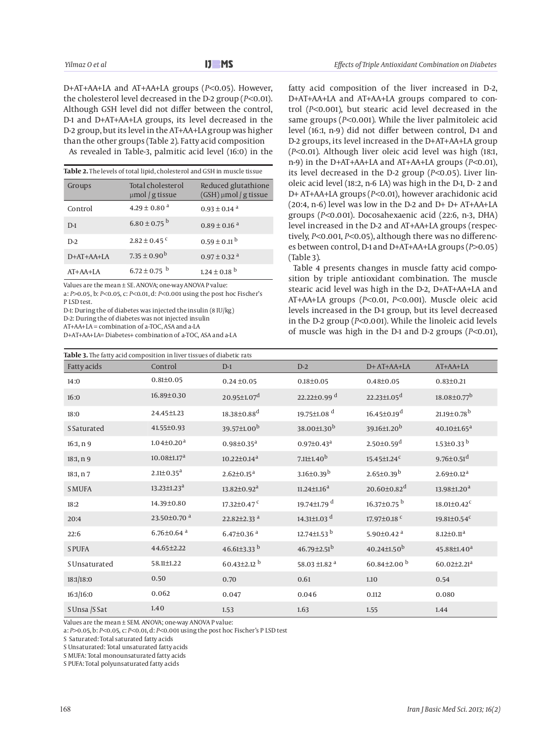D+AT+AA+LA and AT+AA+LA groups ($P$<0.05). However, the cholesterol level decreased in the D-2 group ($P$<0.01). Although GSH level did not differ between the control, D-1 and D+AT+AA+LA groups, its level decreased in the D-2 group, but its level in the AT+AA+LA group was higher than the other groups (Table 2). Fatty acid composition

As revealed in Table-3, palmitic acid level (16:0) in the fatty acid composition of the liver increased in D-2, D+AT+AA+LA and AT+AA+LA groups compared to control ($P$<0.001), but stearic acid level decreased in the same groups ($P$<0.001). While the liver palmitoleic acid level (16:1, n-9) did not differ between control, D-1 and D-2 groups, its level increased in the D+AT+AA+LA group ($P$<0.01). Although liver oleic acid level was high (18:1, n-9) in the D+AT+AA+LA and AT+AA+LA groups ($P$<0.01), its level decreased in the D-2 group ($P$<0.05). Liver linoleic acid level (18:2, n-6 LA) was high in the D-1, D- 2 and D+ AT+AA+LA groups ($P$<0.01), however arachidonic acid (20:4, n-6) level was low in the D-2 and D+ D+ AT+AA+LA groups ($P$<0.001). Docosahexaenic acid (22:6, n-3, DHA) level increased in the D-2 and AT+AA+LA groups (respectively, $P$<0.001, $P$<0.05), although there was no differences between control, D-1 and D+AT+AA+LA groups ($P$>0.05) (Table 3).

Table 4 presents changes in muscle fatty acid composition by triple antioxidant combination. The muscle stearic acid level was high in the D-2, D+AT+AA+LA and AT+AA+LA groups ($P$<0.01, $P$<0.001). Muscle oleic acid levels increased in the D-1 group, but its level decreased in the D-2 group ($P$<0.001). While the linoleic acid levels of muscle was high in the D-1 and D-2 groups ($P$<0.01),

**Table 2.** The levels of total lipid, cholesterol and GSH in muscle tissue

| Groups | Total cholesterol µmol / g tissue | Reduced glutathione (GSH) µmol / g tissue |
|---|---|---|
| Control | 4.29 ± 0.80 [a] | 0.93 ± 0.14 [a] |
| D-1 | 6.80 ± 0.75 [b] | 0.89 ± 0.16 [a] |
| D-2 | 2.82 ± 0.45 [c] | 0.59 ± 0.11 [b] |
| D+AT+AA+LA | 7.35 ± 0.90[b] | 0.97 ± 0.32 [a] |
| AT+AA+LA | 6.72 ± 0.75 [b] | 1.24 ± 0.18 [b] |

Values are the mean ± SE. ANOVA; one-way ANOVA P value:
a: $P$>0.05, b: $P$<0.05, c: $P$<0.01, d: $P$<0.001 using the post hoc Fischer's P LSD test.
D-1: During the of diabetes was injected the insulin (8 IU/kg)
D-2: During the of diabetes was not injected insulin
AT+AA+LA = combination of a-TOC, ASA and a-LA
D+AT+AA+LA= Diabetes+ combination of a-TOC, ASA and a-LA

**Table 3.** The fatty acid composition in liver tissues of diabetic rats

| Fatty acids | Control | D-1 | D-2 | D+ AT+AA+LA | AT+AA+LA |
|---|---|---|---|---|---|
| 14:0 | 0.81±0.05 | 0.24 ±0.05 | 0.18±0.05 | 0.48±0.05 | 0.83±0.21 |
| 16:0 | 16.89±0.30 | 20.95±1.07[d] | 22.22±0.99 [d] | 22.23±1.05[d] | 18.08±0.77[b] |
| 18:0 | 24.45±1.23 | 18.38±0.88[d] | 19.75±1.08 [d] | 16.45±0.19[d] | 21.19±0.78[b] |
| S Saturated | 41.55±0.93 | 39.57±1.00[b] | 38.00±1.30[b] | 39.16±1.20[b] | 40.10±1.65[a] |
| 16:1, n 9 | 1.04±0.20[a] | 0.98±0.35[a] | 0.97±0.43[a] | 2.50±0.59[d] | 1.53±0.33 [b] |
| 18:1, n 9 | 10.08±1.17[a] | 10.22±0.14[a] | 7.11±1.40[b] | 15.45±1.24[c] | 9.76±0.51[d] |
| 18:1, n 7 | 2.11±0.35[a] | 2.62±0.15[a] | 3.16±0.39[b] | 2.65±0.39[b] | 2.69±0.12[a] |
| S MUFA | 13.23±1.23[a] | 13.82±0.92[a] | 11.24±1.16[a] | 20.60±0.82[d] | 13.98±1.20[a] |
| 18:2 | 14.39±0.80 | 17.32±0.47 [c] | 19.74±1.79 [d] | 16.37±0.75 [b] | 18.01±0.42[c] |
| 20:4 | 23.50±0.70 [a] | 22.82±2.33 [a] | 14.31±1.03 [d] | 17.97±0.18 [c] | 19.81±0.54[c] |
| 22:6 | 6.76±0.64 [a] | 6.47±0.36 [a] | 12.74±1.53 [b] | 5.90±0.42 [a] | 8.12±0.11[a] |
| S PUFA | 44.65±2.22 | 46.61±3.33 [b] | 46.79±2.51[b] | 40.24±1.50[b] | 45.88±1.40[a] |
| S Unsaturated | 58.11±1.22 | 60.43±2.12 [b] | 58.03 ±1.82 [a] | 60.84±2.00 [b] | 60.02±2.21[a] |
| 18:1/18:0 | 0.50 | 0.70 | 0.61 | 1.10 | 0.54 |
| 16:1/16:0 | 0.062 | 0.047 | 0.046 | 0.112 | 0.080 |
| S Unsa /S Sat | 1.40 | 1.53 | 1.63 | 1.55 | 1.44 |

Values are the mean ± SEM. ANOVA; one-way ANOVA P value:
a: $P$>0.05, b: $P$<0.05, c: $P$<0.01, d: $P$<0.001 using the post hoc Fischer's P LSD test
S Saturated: Total saturated fatty acids
S Unsaturated: Total unsaturated fatty acids
S MUFA: Total monounsaturated fatty acids
S PUFA: Total polyunsaturated fatty acids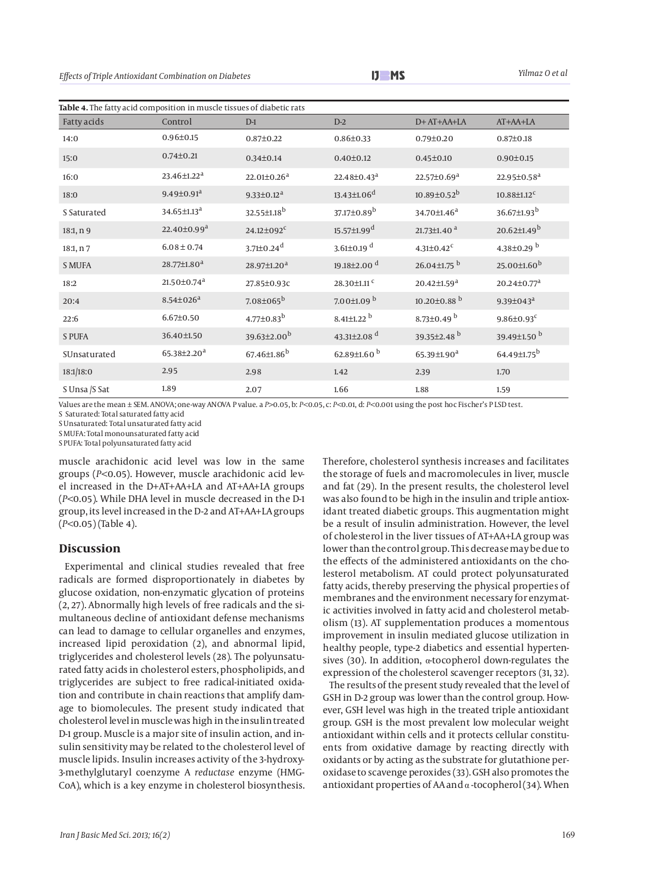**Table 4.** The fatty acid composition in muscle tissues of diabetic rats

| Fatty acids | Control | D-1 | D-2 | D+ AT+AA+LA | AT+AA+LA |
|---|---|---|---|---|---|
| 14:0 | 0.96±0.15 | 0.87±0.22 | 0.86±0.33 | 0.79±0.20 | 0.87±0.18 |
| 15:0 | 0.74±0.21 | 0.34±0.14 | 0.40±0.12 | 0.45±0.10 | 0.90±0.15 |
| 16:0 | 23.46±1.22[a] | 22.01±0.26[a] | 22.48±0.43[a] | 22.57±0.69[a] | 22.95±0.58[a] |
| 18:0 | 9.49±0.91[a] | 9.33±0.12[a] | 13.43±1.06[d] | 10.89±0.52[b] | 10.88±1.12[c] |
| S Saturated | 34.65±1.13[a] | 32.55±1.18[b] | 37.17±0.89[b] | 34.70±1.46[a] | 36.67±1.93[b] |
| 18:1, n 9 | 22.40±0.99[a] | 24.12±092[c] | 15.57±1.99[d] | 21.73±1.40 [a] | 20.62±1.49[b] |
| 18:1, n 7 | 6.08 ± 0.74 | 3.71±0.24[d] | 3.61±0.19 [d] | 4.31±0.42[c] | 4.38±0.29 [b] |
| S MUFA | 28.77±1.80[a] | 28.97±1.20[a] | 19.18±2.00 [d] | 26.04±1.75 [b] | 25.00±1.60[b] |
| 18:2 | 21.50±0.74[a] | 27.85±0.93c | 28.30±1.11 [c] | 20.42±1.59[a] | 20.24±0.77[a] |
| 20:4 | 8.54±026[a] | 7.08±065[b] | 7.00±1.09 [b] | 10.20±0.88 [b] | 9.39±043[a] |
| 22:6 | 6.67±0.50 | 4.77±0.83[b] | 8.41±1.22 [b] | 8.73±0.49 [b] | 9.86±0.93[c] |
| S PUFA | 36.40±1.50 | 39.63±2.00[b] | 43.31±2.08 [d] | 39.35±2.48 [b] | 39.49±1.50 [b] |
| SUnsaturated | 65.38±2.20[a] | 67.46±1.86[b] | 62.89±1.60 [b] | 65.39±1.90[a] | 64.49±1.75[b] |
| 18:1/18:0 | 2.95 | 2.98 | 1.42 | 2.39 | 1.70 |
| S Unsa /S Sat | 1.89 | 2.07 | 1.66 | 1.88 | 1.59 |

Values are the mean ± SEM. ANOVA; one-way ANOVA P value. a *P*>0.05, b: *P*<0.05, c: *P*<0.01, d: *P*<0.001 using the post hoc Fischer's P LSD test.
S Saturated: Total saturated fatty acid
S Unsaturated: Total unsaturated fatty acid
S MUFA: Total monounsaturated fatty acid
S PUFA: Total polyunsaturated fatty acid

muscle arachidonic acid level was low in the same groups (*P*<0.05). However, muscle arachidonic acid level increased in the D+AT+AA+LA and AT+AA+LA groups (*P*<0.05). While DHA level in muscle decreased in the D-1 group, its level increased in the D-2 and AT+AA+LA groups (*P*<0.05) (Table 4).

## Discussion

Experimental and clinical studies revealed that free radicals are formed disproportionately in diabetes by glucose oxidation, non-enzymatic glycation of proteins (2, 27). Abnormally high levels of free radicals and the simultaneous decline of antioxidant defense mechanisms can lead to damage to cellular organelles and enzymes, increased lipid peroxidation (2), and abnormal lipid, triglycerides and cholesterol levels (28). The polyunsaturated fatty acids in cholesterol esters, phospholipids, and triglycerides are subject to free radical-initiated oxidation and contribute in chain reactions that amplify damage to biomolecules. The present study indicated that cholesterol level in muscle was high in the insulin treated D-1 group. Muscle is a major site of insulin action, and insulin sensitivity may be related to the cholesterol level of muscle lipids. Insulin increases activity of the 3-hydroxy-3-methylglutaryl coenzyme A *reductase* enzyme (HMG-CoA), which is a key enzyme in cholesterol biosynthesis. Therefore, cholesterol synthesis increases and facilitates the storage of fuels and macromolecules in liver, muscle and fat (29). In the present results, the cholesterol level was also found to be high in the insulin and triple antioxidant treated diabetic groups. This augmentation might be a result of insulin administration. However, the level of cholesterol in the liver tissues of AT+AA+LA group was lower than the control group. This decrease may be due to the effects of the administered antioxidants on the cholesterol metabolism. AT could protect polyunsaturated fatty acids, thereby preserving the physical properties of membranes and the environment necessary for enzymatic activities involved in fatty acid and cholesterol metabolism (13). AT supplementation produces a momentous improvement in insulin mediated glucose utilization in healthy people, type-2 diabetics and essential hypertensives (30). In addition, α-tocopherol down-regulates the expression of the cholesterol scavenger receptors (31, 32).

The results of the present study revealed that the level of GSH in D-2 group was lower than the control group. However, GSH level was high in the treated triple antioxidant group. GSH is the most prevalent low molecular weight antioxidant within cells and it protects cellular constituents from oxidative damage by reacting directly with oxidants or by acting as the substrate for glutathione peroxidase to scavenge peroxides (33). GSH also promotes the antioxidant properties of AA and α -tocopherol (34). When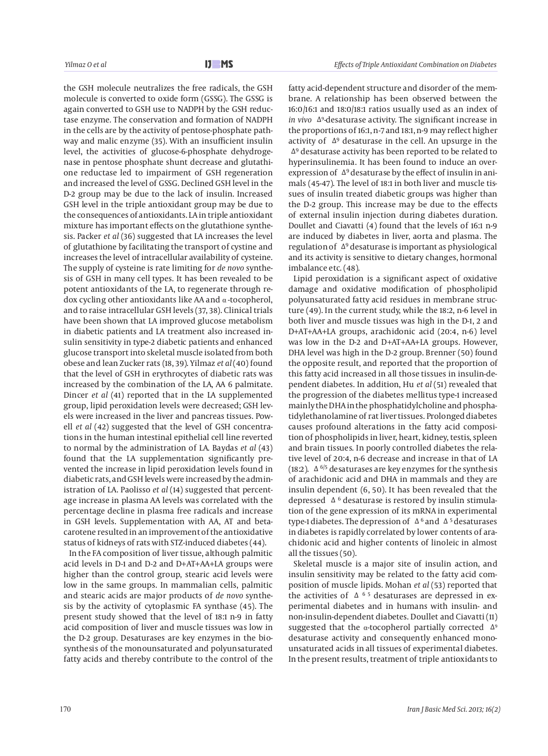the GSH molecule neutralizes the free radicals, the GSH molecule is converted to oxide form (GSSG). The GSSG is again converted to GSH use to NADPH by the GSH reductase enzyme. The conservation and formation of NADPH in the cells are by the activity of pentose-phosphate pathway and malic enzyme (35). With an insufficient insulin level, the activities of glucose-6-phosphate dehydrogenase in pentose phosphate shunt decrease and glutathione reductase led to impairment of GSH regeneration and increased the level of GSSG. Declined GSH level in the D-2 group may be due to the lack of insulin. Increased GSH level in the triple antioxidant group may be due to the consequences of antioxidants. LA in triple antioxidant mixture has important effects on the glutathione synthesis. Packer *et al* (36) suggested that LA increases the level of glutathione by facilitating the transport of cystine and increases the level of intracellular availability of cysteine. The supply of cysteine is rate limiting for *de novo* synthesis of GSH in many cell types. It has been revealed to be potent antioxidants of the LA, to regenerate through redox cycling other antioxidants like AA and α-tocopherol, and to raise intracellular GSH levels (37, 38). Clinical trials have been shown that LA improved glucose metabolism in diabetic patients and LA treatment also increased insulin sensitivity in type-2 diabetic patients and enhanced glucose transport into skeletal muscle isolated from both obese and lean Zucker rats (18, 39). Yilmaz *et al* (40) found that the level of GSH in erythrocytes of diabetic rats was increased by the combination of the LA, AA 6 palmitate. Dincer *et al* (41) reported that in the LA supplemented group, lipid peroxidation levels were decreased; GSH levels were increased in the liver and pancreas tissues. Powell *et al* (42) suggested that the level of GSH concentrations in the human intestinal epithelial cell line reverted to normal by the administration of LA. Baydas *et al* (43) found that the LA supplementation significantly prevented the increase in lipid peroxidation levels found in diabetic rats, and GSH levels were increased by the administration of LA. Paolisso *et al* (14) suggested that percentage increase in plasma AA levels was correlated with the percentage decline in plasma free radicals and increase in GSH levels. Supplementation with AA, AT and beta-carotene resulted in an improvement of the antioxidative status of kidneys of rats with STZ-induced diabetes (44).

In the FA composition of liver tissue, although palmitic acid levels in D-1 and D-2 and D+AT+AA+LA groups were higher than the control group, stearic acid levels were low in the same groups. In mammalian cells, palmitic and stearic acids are major products of *de novo* synthesis by the activity of cytoplasmic FA synthase (45). The present study showed that the level of 18:1 n-9 in fatty acid composition of liver and muscle tissues was low in the D-2 group. Desaturases are key enzymes in the biosynthesis of the monounsaturated and polyunsaturated fatty acids and thereby contribute to the control of the fatty acid-dependent structure and disorder of the membrane. A relationship has been observed between the 16:0/16:1 and 18:0/18:1 ratios usually used as an index of *in vivo* $\Delta^9$-desaturase activity. The significant increase in the proportions of 16:1, n-7 and 18:1, n-9 may reflect higher activity of $\Delta^9$ desaturase in the cell. An upsurge in the $\Delta^9$ desaturase activity has been reported to be related to hyperinsulinemia. It has been found to induce an overexpression of $\Delta^9$ desaturase by the effect of insulin in animals (45-47). The level of 18:1 in both liver and muscle tissues of insulin treated diabetic groups was higher than the D-2 group. This increase may be due to the effects of external insulin injection during diabetes duration. Doullet and Ciavatti (4) found that the levels of 16:1 n-9 are induced by diabetes in liver, aorta and plasma. The regulation of $\Delta^9$ desaturase is important as physiological and its activity is sensitive to dietary changes, hormonal imbalance etc. (48).

Lipid peroxidation is a significant aspect of oxidative damage and oxidative modification of phospholipid polyunsaturated fatty acid residues in membrane structure (49). In the current study, while the 18:2, n-6 level in both liver and muscle tissues was high in the D-1, 2 and D+AT+AA+LA groups, arachidonic acid (20:4, n-6) level was low in the D-2 and D+AT+AA+LA groups. However, DHA level was high in the D-2 group. Brenner (50) found the opposite result, and reported that the proportion of this fatty acid increased in all those tissues in insulin-dependent diabetes. In addition, Hu *et al* (51) revealed that the progression of the diabetes mellitus type-1 increased mainly the DHA in the phosphatidylcholine and phosphatidylethanolamine of rat liver tissues. Prolonged diabetes causes profound alterations in the fatty acid composition of phospholipids in liver, heart, kidney, testis, spleen and brain tissues. In poorly controlled diabetes the relative level of 20:4, n-6 decrease and increase in that of LA (18:2). $\Delta^{6/5}$ desaturases are key enzymes for the synthesis of arachidonic acid and DHA in mammals and they are insulin dependent (6, 50). It has been revealed that the depressed $\Delta^6$ desaturase is restored by insulin stimulation of the gene expression of its mRNA in experimental type-1 diabetes. The depression of $\Delta^6$ and $\Delta^5$ desaturases in diabetes is rapidly correlated by lower contents of arachidonic acid and higher contents of linoleic in almost all the tissues (50).

Skeletal muscle is a major site of insulin action, and insulin sensitivity may be related to the fatty acid composition of muscle lipids. Mohan *et al* (53) reported that the activities of $\Delta^{6\ 5}$ desaturases are depressed in experimental diabetes and in humans with insulin- and non-insulin-dependent diabetes. Doullet and Ciavatti (11) suggested that the α-tocopherol partially corrected $\Delta^9$ desaturase activity and consequently enhanced monounsaturated acids in all tissues of experimental diabetes. In the present results, treatment of triple antioxidants to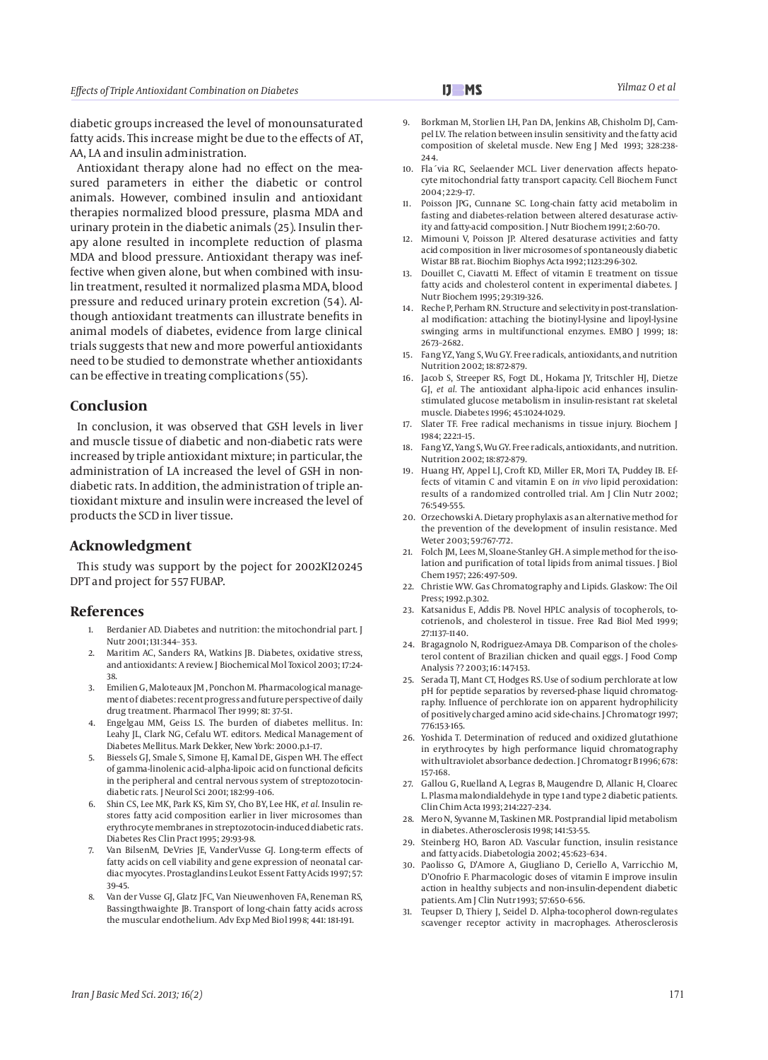diabetic groups increased the level of monounsaturated fatty acids. This increase might be due to the effects of AT, AA, LA and insulin administration.

Antioxidant therapy alone had no effect on the measured parameters in either the diabetic or control animals. However, combined insulin and antioxidant therapies normalized blood pressure, plasma MDA and urinary protein in the diabetic animals (25). Insulin therapy alone resulted in incomplete reduction of plasma MDA and blood pressure. Antioxidant therapy was ineffective when given alone, but when combined with insulin treatment, resulted it normalized plasma MDA, blood pressure and reduced urinary protein excretion (54). Although antioxidant treatments can illustrate benefits in animal models of diabetes, evidence from large clinical trials suggests that new and more powerful antioxidants need to be studied to demonstrate whether antioxidants can be effective in treating complications (55).

## Conclusion

In conclusion, it was observed that GSH levels in liver and muscle tissue of diabetic and non-diabetic rats were increased by triple antioxidant mixture; in particular, the administration of LA increased the level of GSH in non-diabetic rats. In addition, the administration of triple antioxidant mixture and insulin were increased the level of products the SCD in liver tissue.

## Acknowledgment

This study was support by the poject for 2002KI20245 DPT and project for 557 FUBAP.

## References

1. Berdanier AD. Diabetes and nutrition: the mitochondrial part. J Nutr 2001; 131:344–353.
2. Maritim AC, Sanders RA, Watkins JB. Diabetes, oxidative stress, and antioxidants: A review. J Biochemical Mol Toxicol 2003; 17:24-38.
3. Emilien G, Maloteaux JM, Ponchon M. Pharmacological management of diabetes: recent progress and future perspective of daily drug treatment. Pharmacol Ther 1999; 81: 37-51.
4. Engelgau MM, Geiss LS. The burden of diabetes mellitus. In: Leahy JL, Clark NG, Cefalu WT. editors. Medical Management of Diabetes Mellitus. Mark Dekker, New York: 2000.p.1–17.
5. Biessels GJ, Smale S, Simone EJ, Kamal DE, Gispen WH. The effect of gamma-linolenic acid–alpha-lipoic acid on functional deficits in the peripheral and central nervous system of streptozotocin-diabetic rats. J Neurol Sci 2001; 182:99-106.
6. Shin CS, Lee MK, Park KS, Kim SY, Cho BY, Lee HK, *et al.* Insulin restores fatty acid composition earlier in liver microsomes than erythrocyte membranes in streptozotocin-induced diabetic rats. Diabetes Res Clin Pract 1995; 29:93-98.
7. Van BilsenM, DeVries JE, VanderVusse GJ. Long-term effects of fatty acids on cell viability and gene expression of neonatal cardiac myocytes. Prostaglandins Leukot Essent Fatty Acids 1997; 57: 39-45.
8. Van der Vusse GJ, Glatz JFC, Van Nieuwenhoven FA, Reneman RS, Bassingthwaighte JB. Transport of long-chain fatty acids across the muscular endothelium. Adv Exp Med Biol 1998; 441: 181-191.
9. Borkman M, Storlien LH, Pan DA, Jenkins AB, Chisholm DJ, Campel LV. The relation between insulin sensitivity and the fatty acid composition of skeletal muscle. New Eng J Med 1993; 328:238-244.
10. Fla´via RC, Seelaender MCL. Liver denervation affects hepatocyte mitochondrial fatty transport capacity. Cell Biochem Funct 2004; 22:9–17.
11. Poisson JPG, Cunnane SC. Long-chain fatty acid metabolim in fasting and diabetes-relation between altered desaturase activity and fatty-acid composition. J Nutr Biochem 1991; 2:60-70.
12. Mimouni V, Poisson JP. Altered desaturase activities and fatty acid composition in liver microsomes of spontaneously diabetic Wistar BB rat. Biochim Biophys Acta 1992; 1123:296-302.
13. Douillet C, Ciavatti M. Effect of vitamin E treatment on tissue fatty acids and cholesterol content in experimental diabetes. J Nutr Biochem 1995; 29:319-326.
14. Reche P, Perham RN. Structure and selectivity in post-translational modification: attaching the biotinyl-lysine and lipoyl-lysine swinging arms in multifunctional enzymes. EMBO J 1999; 18: 2673–2682.
15. Fang YZ, Yang S, Wu GY. Free radicals, antioxidants, and nutrition Nutrition 2002; 18:872-879.
16. Jacob S, Streeper RS, Fogt DL, Hokama JY, Tritschler HJ, Dietze GJ, *et al.* The antioxidant alpha-lipoic acid enhances insulin-stimulated glucose metabolism in insulin-resistant rat skeletal muscle. Diabetes 1996; 45:1024-1029.
17. Slater TF. Free radical mechanisms in tissue injury. Biochem J 1984; 222:1–15.
18. Fang YZ, Yang S, Wu GY. Free radicals, antioxidants, and nutrition. Nutrition 2002; 18:872-879.
19. Huang HY, Appel LJ, Croft KD, Miller ER, Mori TA, Puddey IB. Effects of vitamin C and vitamin E on *in vivo* lipid peroxidation: results of a randomized controlled trial. Am J Clin Nutr 2002; 76:549-555.
20. Orzechowski A. Dietary prophylaxis as an alternative method for the prevention of the development of insulin resistance. Med Weter 2003; 59:767-772.
21. Folch JM, Lees M, Sloane-Stanley GH. A simple method for the isolation and purification of total lipids from animal tissues. J Biol Chem 1957; 226: 497-509.
22. Christie WW. Gas Chromatography and Lipids. Glaskow: The Oil Press; 1992.p.302.
23. Katsanidus E, Addis PB. Novel HPLC analysis of tocopherols, tocotrienols, and cholesterol in tissue. Free Rad Biol Med 1999; 27:1137–1140.
24. Bragagnolo N, Rodriguez-Amaya DB. Comparison of the cholesterol content of Brazilian chicken and quail eggs. J Food Comp Analysis ?? 2003; 16: 147-153.
25. Serada TJ, Mant CT, Hodges RS. Use of sodium perchlorate at low pH for peptide separatios by reversed-phase liquid chromatography. Influence of perchlorate ion on apparent hydrophilicity of positively charged amino acid side-chains. J Chromatogr 1997; 776:153-165.
26. Yoshida T. Determination of reduced and oxidized glutathione in erythrocytes by high performance liquid chromatography with ultraviolet absorbance dedection. J Chromatogr B 1996; 678: 157-168.
27. Gallou G, Ruelland A, Legras B, Maugendre D, Allanic H, Cloarec L. Plasma malondialdehyde in type 1 and type 2 diabetic patients. Clin Chim Acta 1993; 214:227-234.
28. Mero N, Syvanne M, Taskinen MR. Postprandial lipid metabolism in diabetes. Atherosclerosis 1998; 141:53-55.
29. Steinberg HO, Baron AD. Vascular function, insulin resistance and fatty acids. Diabetologia 2002; 45:623–634.
30. Paolisso G, D'Amore A, Giugliano D, Ceriello A, Varricchio M, D'Onofrio F. Pharmacologic doses of vitamin E improve insulin action in healthy subjects and non-insulin-dependent diabetic patients. Am J Clin Nutr 1993; 57:650-656.
31. Teupser D, Thiery J, Seidel D. Alpha-tocopherol down-regulates scavenger receptor activity in macrophages. Atherosclerosis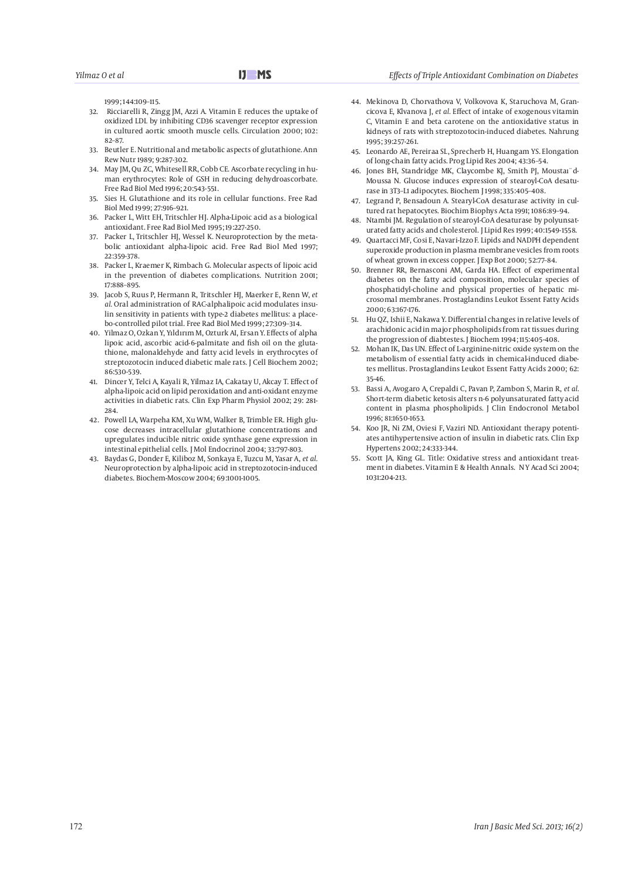1999;144:109–115.

32. Ricciarelli R, Zingg JM, Azzi A. Vitamin E reduces the uptake of oxidized LDL by inhibiting CD36 scavenger receptor expression in cultured aortic smooth muscle cells. Circulation 2000; 102: 82–87.
33. Beutler E. Nutritional and metabolic aspects of glutathione. Ann Rew Nutr 1989; 9:287-302.
34. May JM, Qu ZC, Whitesell RR, Cobb CE. Ascorbate recycling in human erythrocytes: Role of GSH in reducing dehydroascorbate. Free Rad Biol Med 1996; 20:543-551.
35. Sies H. Glutathione and its role in cellular functions. Free Rad Biol Med 1999; 27:916–921.
36. Packer L, Witt EH, Tritschler HJ. Alpha-Lipoic acid as a biological antioxidant. Free Rad Biol Med 1995; 19:227-250.
37. Packer L, Tritschler HJ, Wessel K. Neuroprotection by the metabolic antioxidant alpha-lipoic acid. Free Rad Biol Med 1997; 22:359-378.
38. Packer L, Kraemer K, Rimbach G. Molecular aspects of lipoic acid in the prevention of diabetes complications. Nutrition 2001; 17:888–895.
39. Jacob S, Ruus P, Hermann R, Tritschler HJ, Maerker E, Renn W, *et al.* Oral administration of RAC-alphalipoic acid modulates insulin sensitivity in patients with type-2 diabetes mellitus: a placebo-controlled pilot trial. Free Rad Biol Med 1999; 27:309–314.
40. Yilmaz O, Ozkan Y, Yıldırım M, Ozturk AI, Ersan Y. Effects of alpha lipoic acid, ascorbic acid-6-palmitate and fish oil on the glutathione, malonaldehyde and fatty acid levels in erythrocytes of streptozotocin induced diabetic male rats. J Cell Biochem 2002; 86:530-539.
41. Dincer Y, Telci A, Kayali R, Yilmaz IA, Cakatay U, Akcay T. Effect of alpha-lipoic acid on lipid peroxidation and anti-oxidant enzyme activities in diabetic rats. Clin Exp Pharm Physiol 2002; 29: 281-284.
42. Powell LA, Warpeha KM, Xu WM, Walker B, Trimble ER. High glucose decreases intracellular glutathione concentrations and upregulates inducible nitric oxide synthase gene expression in intestinal epithelial cells. J Mol Endocrinol 2004; 33:797-803.
43. Baydas G, Donder E, Kiliboz M, Sonkaya E, Tuzcu M, Yasar A, *et al.* Neuroprotection by alpha-lipoic acid in streptozotocin-induced diabetes. Biochem-Moscow 2004; 69:1001-1005.
44. Mekinova D, Chorvathova V, Volkovova K, Staruchova M, Grancicova E, Klvanova J, *et al.* Effect of intake of exogenous vitamin C, Vitamin E and beta carotene on the antioxidative status in kidneys of rats with streptozotocin-induced diabetes. Nahrung 1995; 39:257-261.
45. Leonardo AE, Pereiraa SL, Sprecherb H, Huangam YS. Elongation of long-chain fatty acids. Prog Lipid Res 2004; 43:36–54.
46. Jones BH, Standridge MK, Claycombe KJ, Smith PJ, Moustaı¨d-Moussa N. Glucose induces expression of stearoyl-CoA desaturase in 3T3–L1 adipocytes. Biochem J 1998; 335:405–408.
47. Legrand P, Bensadoun A. Stearyl-CoA desaturase activity in cultured rat hepatocytes. Biochim Biophys Acta 1991; 1086:89–94.
48. Ntambi JM. Regulation of stearoyl-CoA desaturase by polyunsaturated fatty acids and cholesterol. J Lipid Res 1999; 40:1549-1558.
49. Quartacci MF, Cosi E, Navari-Izzo F. Lipids and NADPH dependent superoxide production in plasma membrane vesicles from roots of wheat grown in excess copper. J Exp Bot 2000; 52:77–84.
50. Brenner RR, Bernasconi AM, Garda HA. Effect of experimental diabetes on the fatty acid composition, molecular species of phosphatidyl-choline and physical properties of hepatic microsomal membranes. Prostaglandins Leukot Essent Fatty Acids 2000; 63:167-176.
51. Hu QZ, Ishii E, Nakawa Y. Differential changes in relative levels of arachidonic acid in major phospholipids from rat tissues during the progression of diabtestes. J Biochem 1994; 115:405-408.
52. Mohan IK, Das UN. Effect of L-arginine-nitric oxide system on the metabolism of essential fatty acids in chemical-induced diabetes mellitus. Prostaglandins Leukot Essent Fatty Acids 2000; 62: 35-46.
53. Bassi A, Avogaro A, Crepaldi C, Pavan P, Zambon S, Marin R, *et al.* Short-term diabetic ketosis alters n-6 polyunsaturated fatty acid content in plasma phospholipids. J Clin Endocronol Metabol 1996; 81:1650-1653.
54. Koo JR, Ni ZM, Oviesi F, Vaziri ND. Antioxidant therapy potentiates antihypertensive action of insulin in diabetic rats. Clin Exp Hypertens 2002; 24:333-344.
55. Scott JA, King GL. Title: Oxidative stress and antioxidant treatment in diabetes. Vitamin E & Health Annals. N Y Acad Sci 2004; 1031:204-213.